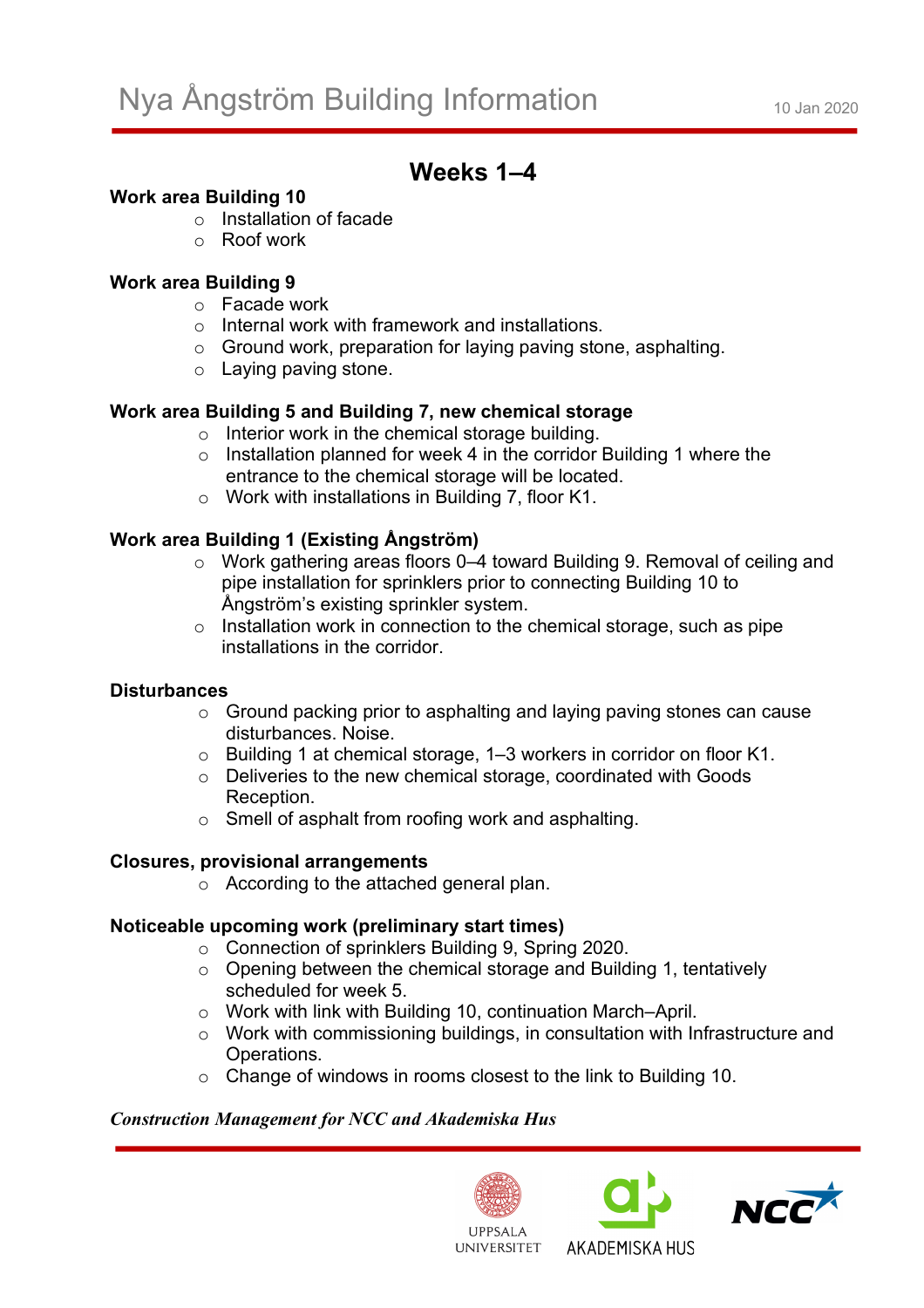# Nya Ångström Building Information

10 Jan 2020

## Weeks 1–4

**Work area Building 10**

- Installation of facade
- Roof work

**Work area Building 9**

- Facade work
- Internal work with framework and installations.
- Ground work, preparation for laying paving stone, asphalting.
- Laying paving stone.

**Work area Building 5 and Building 7, new chemical storage**

- Interior work in the chemical storage building.
- Installation planned for week 4 in the corridor Building 1 where the entrance to the chemical storage will be located.
- Work with installations in Building 7, floor K1.

**Work area Building 1 (Existing Ångström)**

- Work gathering areas floors 0–4 toward Building 9. Removal of ceiling and pipe installation for sprinklers prior to connecting Building 10 to Ångström's existing sprinkler system.
- Installation work in connection to the chemical storage, such as pipe installations in the corridor.

**Disturbances**

- Ground packing prior to asphalting and laying paving stones can cause disturbances. Noise.
- Building 1 at chemical storage, 1–3 workers in corridor on floor K1.
- Deliveries to the new chemical storage, coordinated with Goods Reception.
- Smell of asphalt from roofing work and asphalting.

**Closures, provisional arrangements**

- According to the attached general plan.

**Noticeable upcoming work (preliminary start times)**

- Connection of sprinklers Building 9, Spring 2020.
- Opening between the chemical storage and Building 1, tentatively scheduled for week 5.
- Work with link with Building 10, continuation March–April.
- Work with commissioning buildings, in consultation with Infrastructure and Operations.
- Change of windows in rooms closest to the link to Building 10.

***Construction Management for NCC and Akademiska Hus***

UPPSALA UNIVERSITET    AKADEMISKA HUS    NCC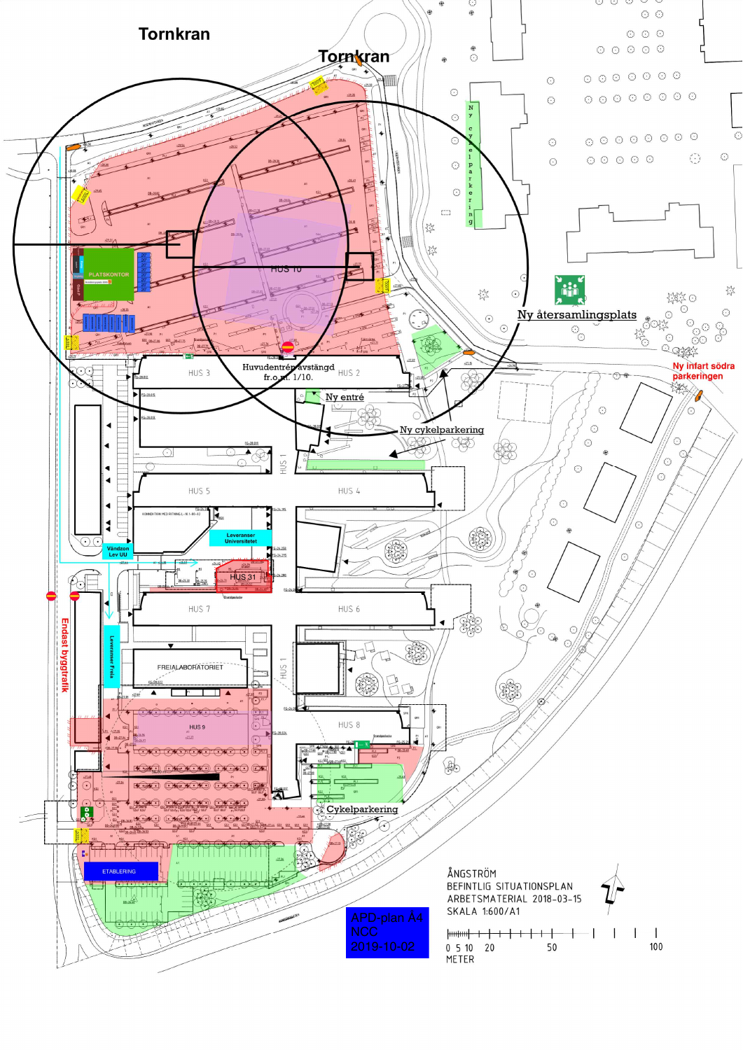Tornkran

Tornkran

Nycykelparkering

PLATSKONTOR

HUS 10

Ny återsamlingsplats

Ny infart södra parkeringen

Huvudentré avstängd fr.o.m. 1/10.

HUS 3

HUS 2

Ny entré

Ny cykelparkering

HUS 1

HUS 5

HUS 4

Vändzon Lev UU

Leveranser Universitetet

HUS 31

Endast byggtrafik

HUS 7

HUS 6

Leveranser Freia

FREIALABORATORIET

HUS 1

HUS 9

HUS 8

Cykelparkering

ETABLERING

ÅNGSTRÖM
BEFINTLIG SITUATIONSPLAN
ARBETSMATERIAL 2018-03-15
SKALA 1:600/A1

0 5 10 20 50 100
METER

APD-plan A4
NCC
2019-10-02